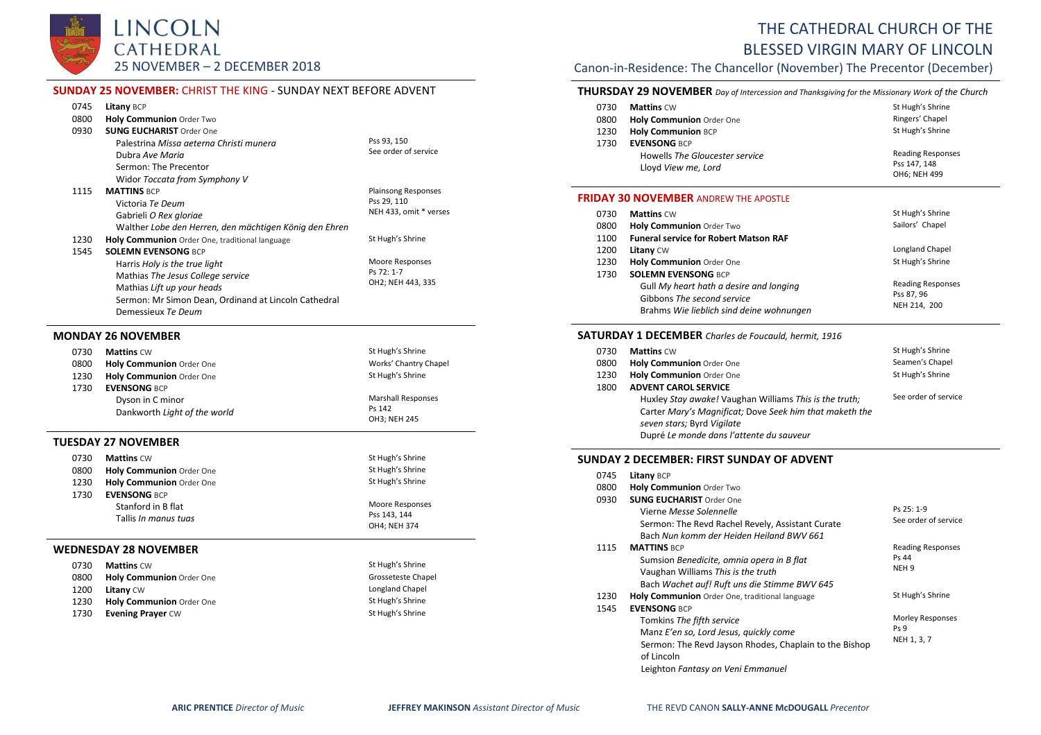# LINCOLN CATHEDRAL

## 25 NOVEMBER – 2 DECEMBER 2018

# THE CATHEDRAL CHURCH OF THE BLESSED VIRGIN MARY OF LINCOLN

Canon-in-Residence: The Chancellor (November) The Precentor (December)

### SUNDAY 25 NOVEMBER: CHRIST THE KING - SUNDAY NEXT BEFORE ADVENT

| | | |
|---|---|---|
| 0745 | **Litany** BCP | |
| 0800 | **Holy Communion** Order Two | |
| 0930 | **SUNG EUCHARIST** Order One | |
| | Palestrina *Missa aeterna Christi munera* | Pss 93, 150 |
| | Dubra *Ave Maria* | See order of service |
| | Sermon: The Precentor | |
| | Widor *Toccata from Symphony V* | |
| 1115 | **MATTINS** BCP | Plainsong Responses |
| | Victoria *Te Deum* | Pss 29, 110 |
| | Gabrieli *O Rex gloriae* | NEH 433, omit * verses |
| | Walther *Lobe den Herren, den mächtigen König den Ehren* | |
| 1230 | **Holy Communion** Order One, traditional language | St Hugh's Shrine |
| 1545 | **SOLEMN EVENSONG** BCP | |
| | Harris *Holy is the true light* | Moore Responses |
| | Mathias *The Jesus College service* | Ps 72: 1-7 |
| | Mathias *Lift up your heads* | OH2; NEH 443, 335 |
| | Sermon: Mr Simon Dean, Ordinand at Lincoln Cathedral | |
| | Demessieux *Te Deum* | |

### MONDAY 26 NOVEMBER

| | | |
|---|---|---|
| 0730 | **Mattins** CW | St Hugh's Shrine |
| 0800 | **Holy Communion** Order One | Works' Chantry Chapel |
| 1230 | **Holy Communion** Order One | St Hugh's Shrine |
| 1730 | **EVENSONG** BCP | |
| | Dyson in C minor | Marshall Responses |
| | Dankworth *Light of the world* | Ps 142 |
| | | OH3; NEH 245 |

### TUESDAY 27 NOVEMBER

| | | |
|---|---|---|
| 0730 | **Mattins** CW | St Hugh's Shrine |
| 0800 | **Holy Communion** Order One | St Hugh's Shrine |
| 1230 | **Holy Communion** Order One | St Hugh's Shrine |
| 1730 | **EVENSONG** BCP | |
| | Stanford in B flat | Moore Responses |
| | Tallis *In manus tuas* | Pss 143, 144 |
| | | OH4; NEH 374 |

### WEDNESDAY 28 NOVEMBER

| | | |
|---|---|---|
| 0730 | **Mattins** CW | St Hugh's Shrine |
| 0800 | **Holy Communion** Order One | Grosseteste Chapel |
| 1200 | **Litany** CW | Longland Chapel |
| 1230 | **Holy Communion** Order One | St Hugh's Shrine |
| 1730 | **Evening Prayer** CW | St Hugh's Shrine |

### THURSDAY 29 NOVEMBER *Day of Intercession and Thanksgiving for the Missionary Work of the Church*

| | | |
|---|---|---|
| 0730 | **Mattins** CW | St Hugh's Shrine |
| 0800 | **Holy Communion** Order One | Ringers' Chapel |
| 1230 | **Holy Communion** BCP | St Hugh's Shrine |
| 1730 | **EVENSONG** BCP | |
| | Howells *The Gloucester service* | Reading Responses |
| | Lloyd *View me, Lord* | Pss 147, 148 |
| | | OH6; NEH 499 |

### FRIDAY 30 NOVEMBER ANDREW THE APOSTLE

| | | |
|---|---|---|
| 0730 | **Mattins** CW | St Hugh's Shrine |
| 0800 | **Holy Communion** Order Two | Sailors' Chapel |
| 1100 | **Funeral service for Robert Matson RAF** | |
| 1200 | **Litany** CW | Longland Chapel |
| 1230 | **Holy Communion** Order One | St Hugh's Shrine |
| 1730 | **SOLEMN EVENSONG** BCP | |
| | Gull *My heart hath a desire and longing* | Reading Responses |
| | Gibbons *The second service* | Pss 87, 96 |
| | Brahms *Wie lieblich sind deine wohnungen* | NEH 214, 200 |

### SATURDAY 1 DECEMBER *Charles de Foucauld, hermit, 1916*

| | | |
|---|---|---|
| 0730 | **Mattins** CW | St Hugh's Shrine |
| 0800 | **Holy Communion** Order One | Seamen's Chapel |
| 1230 | **Holy Communion** Order One | St Hugh's Shrine |
| 1800 | **ADVENT CAROL SERVICE** | See order of service |
| | Huxley *Stay awake!* Vaughan Williams *This is the truth;* Carter *Mary's Magnificat;* Dove *Seek him that maketh the seven stars;* Byrd *Vigilate* | |
| | Dupré *Le monde dans l'attente du sauveur* | |

### SUNDAY 2 DECEMBER: FIRST SUNDAY OF ADVENT

| | | |
|---|---|---|
| 0745 | **Litany** BCP | |
| 0800 | **Holy Communion** Order Two | |
| 0930 | **SUNG EUCHARIST** Order One | |
| | Vierne *Messe Solennelle* | Ps 25: 1-9 |
| | Sermon: The Revd Rachel Revely, Assistant Curate | See order of service |
| | Bach *Nun komm der Heiden Heiland BWV 661* | |
| 1115 | **MATTINS** BCP | Reading Responses |
| | Sumsion *Benedicite, omnia opera in B flat* | Ps 44 |
| | Vaughan Williams *This is the truth* | NEH 9 |
| | Bach *Wachet auf! Ruft uns die Stimme BWV 645* | |
| 1230 | **Holy Communion** Order One, traditional language | St Hugh's Shrine |
| 1545 | **EVENSONG** BCP | |
| | Tomkins *The fifth service* | Morley Responses |
| | Manz *E'en so, Lord Jesus, quickly come* | Ps 9 |
| | Sermon: The Revd Jayson Rhodes, Chaplain to the Bishop of Lincoln | NEH 1, 3, 7 |
| | Leighton *Fantasy on Veni Emmanuel* | |

**ARIC PRENTICE** *Director of Music* **JEFFREY MAKINSON** *Assistant Director of Music* THE REVD CANON **SALLY-ANNE McDOUGALL** *Precentor*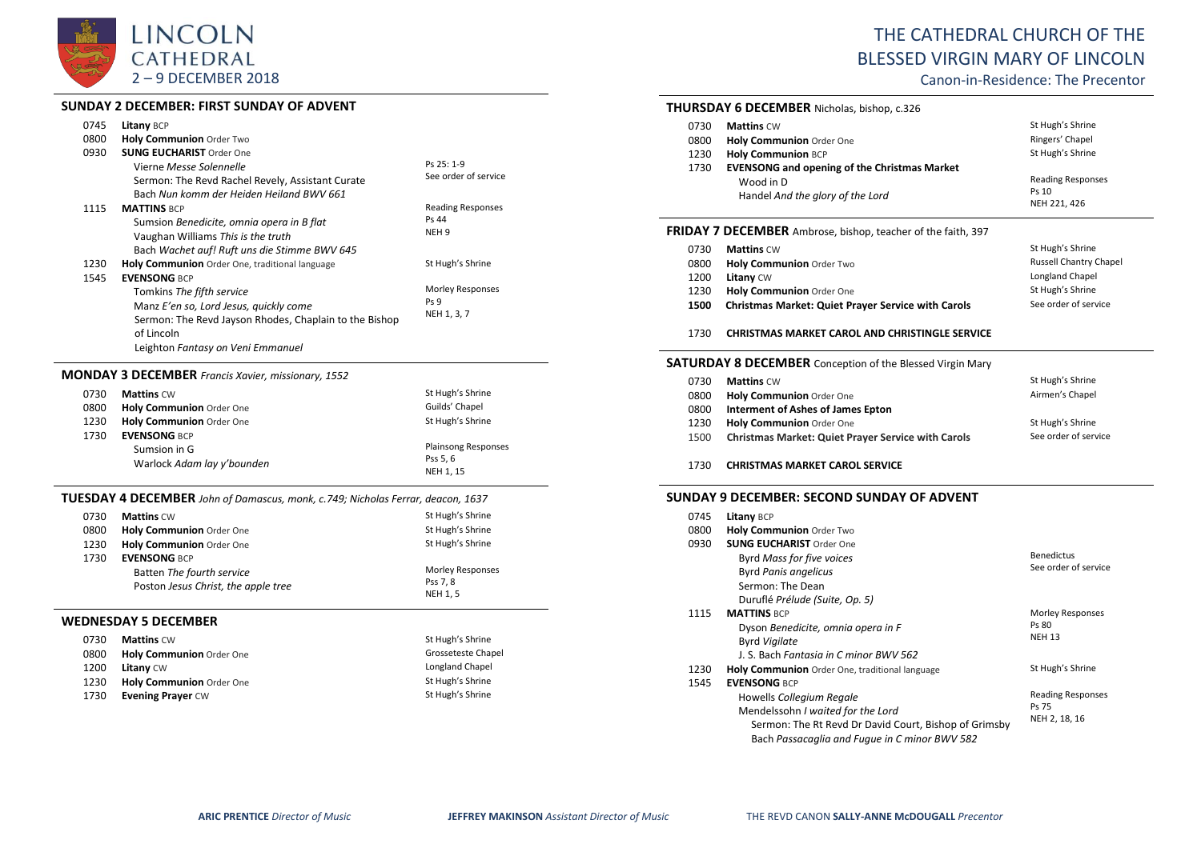# LINCOLN CATHEDRAL
## 2 – 9 DECEMBER 2018

# THE CATHEDRAL CHURCH OF THE BLESSED VIRGIN MARY OF LINCOLN

Canon-in-Residence: The Precentor

### SUNDAY 2 DECEMBER: FIRST SUNDAY OF ADVENT

| | | |
|---|---|---|
| 0745 | **Litany** BCP | |
| 0800 | **Holy Communion** Order Two | |
| 0930 | **SUNG EUCHARIST** Order One | |
| | Vierne *Messe Solennelle* | Ps 25: 1-9 |
| | Sermon: The Revd Rachel Revely, Assistant Curate | See order of service |
| | Bach *Nun komm der Heiden Heiland BWV 661* | |
| 1115 | **MATTINS** BCP | Reading Responses |
| | Sumsion *Benedicite, omnia opera in B flat* | Ps 44 |
| | Vaughan Williams *This is the truth* | NEH 9 |
| | Bach *Wachet auf! Ruft uns die Stimme BWV 645* | |
| 1230 | **Holy Communion** Order One, traditional language | St Hugh's Shrine |
| 1545 | **EVENSONG** BCP | |
| | Tomkins *The fifth service* | Morley Responses |
| | Manz *E'en so, Lord Jesus, quickly come* | Ps 9 |
| | Sermon: The Revd Jayson Rhodes, Chaplain to the Bishop of Lincoln | NEH 1, 3, 7 |
| | Leighton *Fantasy on Veni Emmanuel* | |

### MONDAY 3 DECEMBER *Francis Xavier, missionary, 1552*

| | | |
|---|---|---|
| 0730 | **Mattins** CW | St Hugh's Shrine |
| 0800 | **Holy Communion** Order One | Guilds' Chapel |
| 1230 | **Holy Communion** Order One | St Hugh's Shrine |
| 1730 | **EVENSONG** BCP | |
| | Sumsion in G | Plainsong Responses |
| | Warlock *Adam lay y'bounden* | Pss 5, 6 |
| | | NEH 1, 15 |

### TUESDAY 4 DECEMBER *John of Damascus, monk, c.749; Nicholas Ferrar, deacon, 1637*

| | | |
|---|---|---|
| 0730 | **Mattins** CW | St Hugh's Shrine |
| 0800 | **Holy Communion** Order One | St Hugh's Shrine |
| 1230 | **Holy Communion** Order One | St Hugh's Shrine |
| 1730 | **EVENSONG** BCP | |
| | Batten *The fourth service* | Morley Responses |
| | Poston *Jesus Christ, the apple tree* | Pss 7, 8 |
| | | NEH 1, 5 |

### WEDNESDAY 5 DECEMBER

| | | |
|---|---|---|
| 0730 | **Mattins** CW | St Hugh's Shrine |
| 0800 | **Holy Communion** Order One | Grosseteste Chapel |
| 1200 | **Litany** CW | Longland Chapel |
| 1230 | **Holy Communion** Order One | St Hugh's Shrine |
| 1730 | **Evening Prayer** CW | St Hugh's Shrine |

### THURSDAY 6 DECEMBER Nicholas, bishop, c.326

| | | |
|---|---|---|
| 0730 | **Mattins** CW | St Hugh's Shrine |
| 0800 | **Holy Communion** Order One | Ringers' Chapel |
| 1230 | **Holy Communion** BCP | St Hugh's Shrine |
| 1730 | **EVENSONG and opening of the Christmas Market** | |
| | Wood in D | Reading Responses |
| | Handel *And the glory of the Lord* | Ps 10 |
| | | NEH 221, 426 |

### FRIDAY 7 DECEMBER Ambrose, bishop, teacher of the faith, 397

| | | |
|---|---|---|
| 0730 | **Mattins** CW | St Hugh's Shrine |
| 0800 | **Holy Communion** Order Two | Russell Chantry Chapel |
| 1200 | **Litany** CW | Longland Chapel |
| 1230 | **Holy Communion** Order One | St Hugh's Shrine |
| **1500** | **Christmas Market: Quiet Prayer Service with Carols** | See order of service |
| 1730 | **CHRISTMAS MARKET CAROL AND CHRISTINGLE SERVICE** | |

### SATURDAY 8 DECEMBER Conception of the Blessed Virgin Mary

| | | |
|---|---|---|
| 0730 | **Mattins** CW | St Hugh's Shrine |
| 0800 | **Holy Communion** Order One | Airmen's Chapel |
| 0800 | **Interment of Ashes of James Epton** | |
| 1230 | **Holy Communion** Order One | St Hugh's Shrine |
| 1500 | **Christmas Market: Quiet Prayer Service with Carols** | See order of service |
| 1730 | **CHRISTMAS MARKET CAROL SERVICE** | |

### SUNDAY 9 DECEMBER: SECOND SUNDAY OF ADVENT

| | | |
|---|---|---|
| 0745 | **Litany** BCP | |
| 0800 | **Holy Communion** Order Two | |
| 0930 | **SUNG EUCHARIST** Order One | |
| | Byrd *Mass for five voices* | Benedictus |
| | Byrd *Panis angelicus* | See order of service |
| | Sermon: The Dean | |
| | Duruflé *Prélude (Suite, Op. 5)* | |
| 1115 | **MATTINS** BCP | Morley Responses |
| | Dyson *Benedicite, omnia opera in F* | Ps 80 |
| | Byrd *Vigilate* | NEH 13 |
| | J. S. Bach *Fantasia in C minor BWV 562* | |
| 1230 | **Holy Communion** Order One, traditional language | St Hugh's Shrine |
| 1545 | **EVENSONG** BCP | |
| | Howells *Collegium Regale* | Reading Responses |
| | Mendelssohn *I waited for the Lord* | Ps 75 |
| | Sermon: The Rt Revd Dr David Court, Bishop of Grimsby | NEH 2, 18, 16 |
| | Bach *Passacaglia and Fugue in C minor BWV 582* | |

**ARIC PRENTICE** *Director of Music* **JEFFREY MAKINSON** *Assistant Director of Music* THE REVD CANON **SALLY-ANNE McDOUGALL** *Precentor*